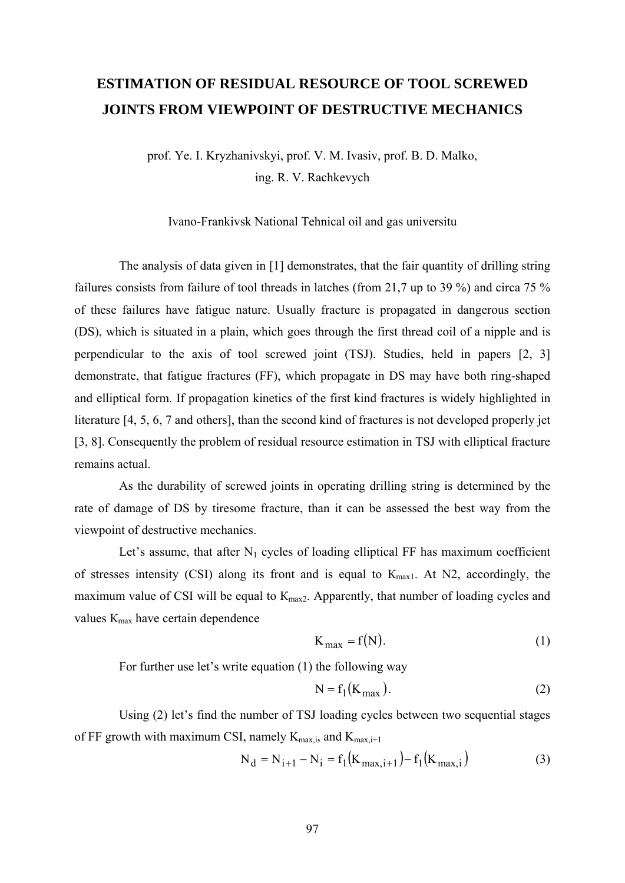# ESTIMATION OF RESIDUAL RESOURCE OF TOOL SCREWED JOINTS FROM VIEWPOINT OF DESTRUCTIVE MECHANICS

prof. Ye. I. Kryzhanivskyi, prof. V. M. Ivasiv, prof. B. D. Malko,
ing. R. V. Rachkevych

Ivano-Frankivsk National Tehnical oil and gas universitu

The analysis of data given in [1] demonstrates, that the fair quantity of drilling string failures consists from failure of tool threads in latches (from 21,7 up to 39 %) and circa 75 % of these failures have fatigue nature. Usually fracture is propagated in dangerous section (DS), which is situated in a plain, which goes through the first thread coil of a nipple and is perpendicular to the axis of tool screwed joint (TSJ). Studies, held in papers [2, 3] demonstrate, that fatigue fractures (FF), which propagate in DS may have both ring-shaped and elliptical form. If propagation kinetics of the first kind fractures is widely highlighted in literature [4, 5, 6, 7 and others], than the second kind of fractures is not developed properly jet [3, 8]. Consequently the problem of residual resource estimation in TSJ with elliptical fracture remains actual.

As the durability of screwed joints in operating drilling string is determined by the rate of damage of DS by tiresome fracture, than it can be assessed the best way from the viewpoint of destructive mechanics.

Let's assume, that after $N_1$ cycles of loading elliptical FF has maximum coefficient of stresses intensity (CSI) along its front and is equal to $K_{max1}$. At N2, accordingly, the maximum value of CSI will be equal to $K_{max2}$. Apparently, that number of loading cycles and values $K_{max}$ have certain dependence

$$K_{max} = f(N). \tag{1}$$

For further use let's write equation (1) the following way

$$N = f_1(K_{max}). \tag{2}$$

Using (2) let's find the number of TSJ loading cycles between two sequential stages of FF growth with maximum CSI, namely $K_{max,i}$, and $K_{max,i+1}$

$$N_d = N_{i+1} - N_i = f_1(K_{max,i+1}) - f_1(K_{max,i}) \tag{3}$$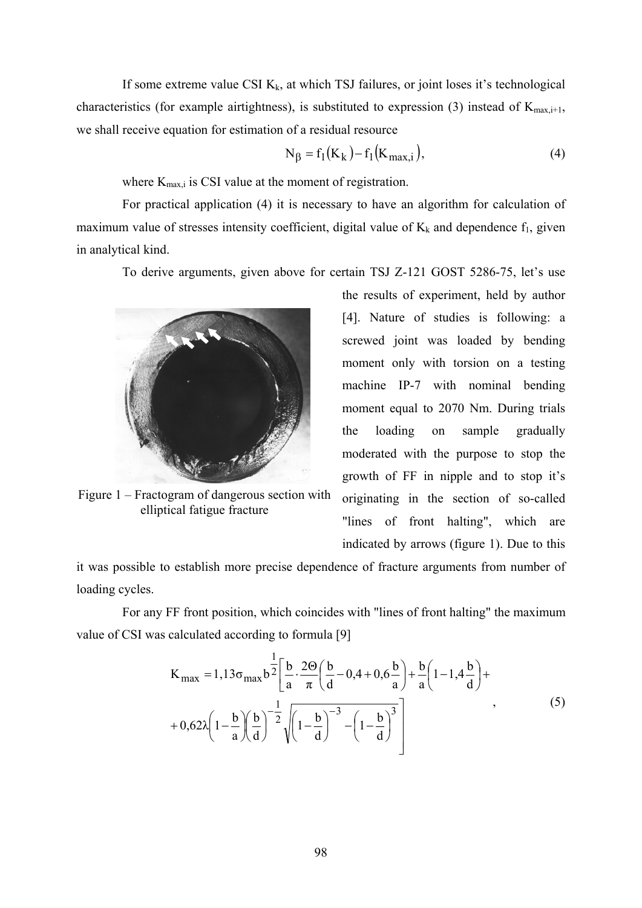If some extreme value CSI $K_k$, at which TSJ failures, or joint loses it's technological characteristics (for example airtightness), is substituted to expression (3) instead of $K_{max,i+1}$, we shall receive equation for estimation of a residual resource

$$N_\beta = f_1(K_k) - f_1(K_{max,i}), \tag{4}$$

where $K_{max,i}$ is CSI value at the moment of registration.

For practical application (4) it is necessary to have an algorithm for calculation of maximum value of stresses intensity coefficient, digital value of $K_k$ and dependence $f_1$, given in analytical kind.

To derive arguments, given above for certain TSJ Z-121 GOST 5286-75, let's use the results of experiment, held by author [4]. Nature of studies is following: a screwed joint was loaded by bending moment only with torsion on a testing machine IP-7 with nominal bending moment equal to 2070 Nm. During trials the loading on sample gradually moderated with the purpose to stop the growth of FF in nipple and to stop it's originating in the section of so-called "lines of front halting", which are indicated by arrows (figure 1). Due to this it was possible to establish more precise dependence of fracture arguments from number of loading cycles.

Figure 1 – Fractogram of dangerous section with elliptical fatigue fracture

For any FF front position, which coincides with "lines of front halting" the maximum value of CSI was calculated according to formula [9]

$$K_{max} = 1{,}13\sigma_{max} b^{\frac{1}{2}} \left[ \frac{b}{a} \cdot \frac{2\Theta}{\pi} \left( \frac{b}{d} - 0{,}4 + 0{,}6 \frac{b}{a} \right) + \frac{b}{a} \left( 1 - 1{,}4 \frac{b}{d} \right) + \right.$$
$$\left. + 0{,}62\lambda \left( 1 - \frac{b}{a} \right) \left( \frac{b}{d} \right)^{-\frac{1}{2}} \sqrt{\left( 1 - \frac{b}{d} \right)^{-3} - \left( 1 - \frac{b}{d} \right)^{3}} \right], \tag{5}$$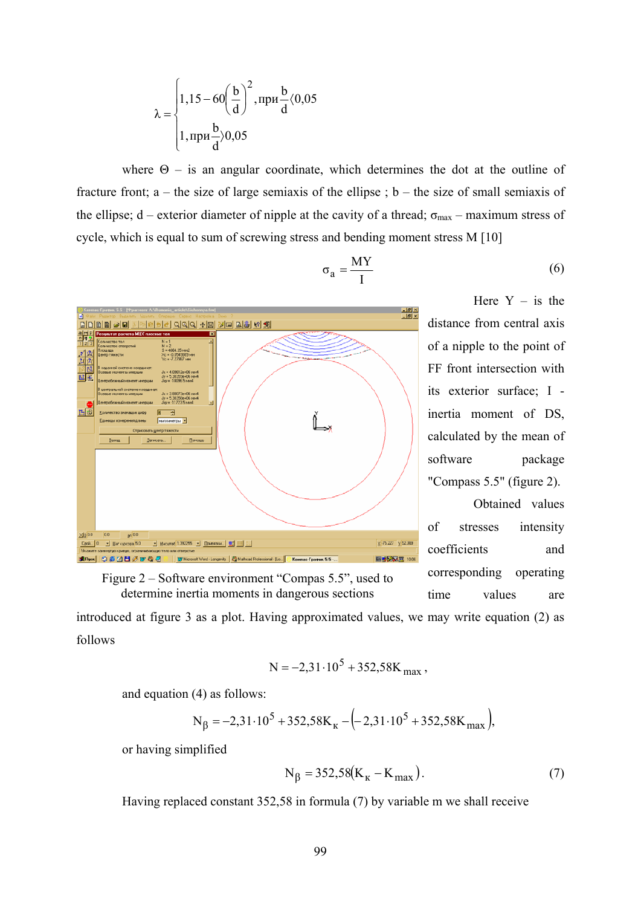$$\lambda = \begin{cases} 1{,}15 - 60\left(\frac{b}{d}\right)^2, \text{при} \frac{b}{d} \langle 0{,}05 \\ 1, \text{при} \frac{b}{d} \rangle 0{,}05 \end{cases}$$

where Θ – is an angular coordinate, which determines the dot at the outline of fracture front; a – the size of large semiaxis of the ellipse ; b – the size of small semiaxis of the ellipse; d – exterior diameter of nipple at the cavity of a thread; $\sigma_{max}$ – maximum stress of cycle, which is equal to sum of screwing stress and bending moment stress M [10]

$$\sigma_a = \frac{MY}{I} \tag{6}$$

Here Y – is the distance from central axis of a nipple to the point of FF front intersection with its exterior surface; I - inertia moment of DS, calculated by the mean of software package "Compass 5.5" (figure 2).

Figure 2 – Software environment "Compas 5.5", used to determine inertia moments in dangerous sections

Obtained values of stresses intensity coefficients and corresponding operating time values are introduced at figure 3 as a plot. Having approximated values, we may write equation (2) as follows

$$N = -2{,}31 \cdot 10^5 + 352{,}58K_{max},$$

and equation (4) as follows:

$$N_\beta = -2{,}31 \cdot 10^5 + 352{,}58K_к - \left(-2{,}31 \cdot 10^5 + 352{,}58K_{max}\right),$$

or having simplified

$$N_\beta = 352{,}58\left(K_к - K_{max}\right). \tag{7}$$

Having replaced constant 352,58 in formula (7) by variable m we shall receive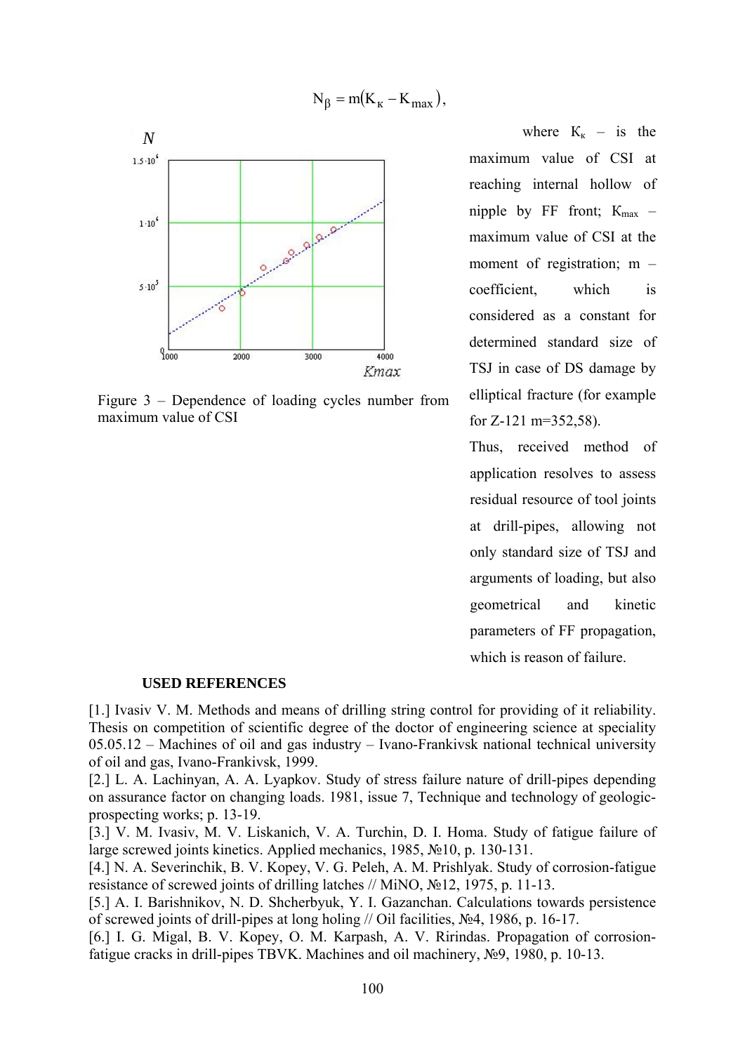$$N_\beta = m(K_к - K_{max}),$$

Figure 3 – Dependence of loading cycles number from maximum value of CSI

where $K_к$ – is the maximum value of CSI at reaching internal hollow of nipple by FF front; $K_{max}$ – maximum value of CSI at the moment of registration; m – coefficient, which is considered as a constant for determined standard size of TSJ in case of DS damage by elliptical fracture (for example for Z-121 m=352,58).

Thus, received method of application resolves to assess residual resource of tool joints at drill-pipes, allowing not only standard size of TSJ and arguments of loading, but also geometrical and kinetic parameters of FF propagation, which is reason of failure.

**USED REFERENCES**

[1.] Ivasiv V. M. Methods and means of drilling string control for providing of it reliability. Thesis on competition of scientific degree of the doctor of engineering science at speciality 05.05.12 – Machines of oil and gas industry – Ivano-Frankivsk national technical university of oil and gas, Ivano-Frankivsk, 1999.

[2.] L. A. Lachinyan, A. A. Lyapkov. Study of stress failure nature of drill-pipes depending on assurance factor on changing loads. 1981, issue 7, Technique and technology of geologic-prospecting works; p. 13-19.

[3.] V. M. Ivasiv, M. V. Liskanich, V. A. Turchin, D. I. Homa. Study of fatigue failure of large screwed joints kinetics. Applied mechanics, 1985, №10, p. 130-131.

[4.] N. A. Severinchik, B. V. Kopey, V. G. Peleh, A. M. Prishlyak. Study of corrosion-fatigue resistance of screwed joints of drilling latches // MiNO, №12, 1975, p. 11-13.

[5.] A. I. Barishnikov, N. D. Shcherbyuk, Y. I. Gazanchan. Calculations towards persistence of screwed joints of drill-pipes at long holing // Oil facilities, №4, 1986, p. 16-17.

[6.] I. G. Migal, B. V. Kopey, O. M. Karpash, A. V. Ririndas. Propagation of corrosion-fatigue cracks in drill-pipes TBVK. Machines and oil machinery, №9, 1980, p. 10-13.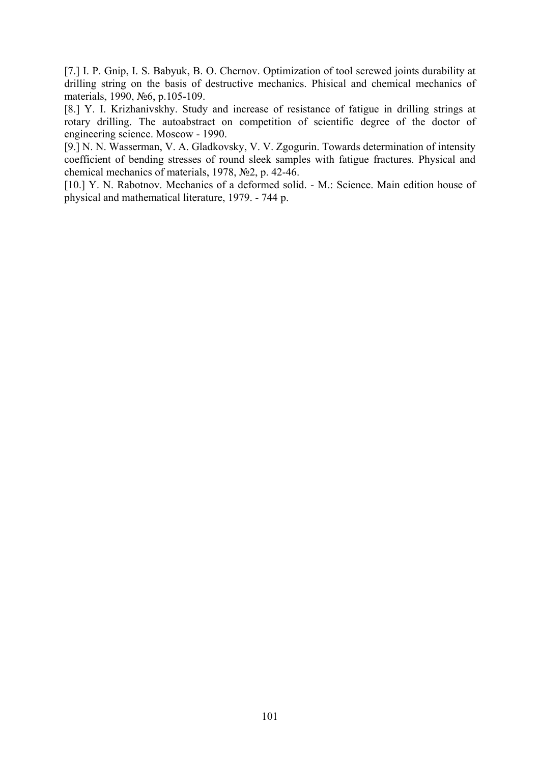[7.] I. P. Gnip, I. S. Babyuk, B. O. Chernov. Optimization of tool screwed joints durability at drilling string on the basis of destructive mechanics. Phisical and chemical mechanics of materials, 1990, №6, p.105-109.

[8.] Y. I. Krizhanivskhy. Study and increase of resistance of fatigue in drilling strings at rotary drilling. The autoabstract on competition of scientific degree of the doctor of engineering science. Moscow - 1990.

[9.] N. N. Wasserman, V. A. Gladkovsky, V. V. Zgogurin. Towards determination of intensity coefficient of bending stresses of round sleek samples with fatigue fractures. Physical and chemical mechanics of materials, 1978, №2, p. 42-46.

[10.] Y. N. Rabotnov. Mechanics of a deformed solid. - M.: Science. Main edition house of physical and mathematical literature, 1979. - 744 p.